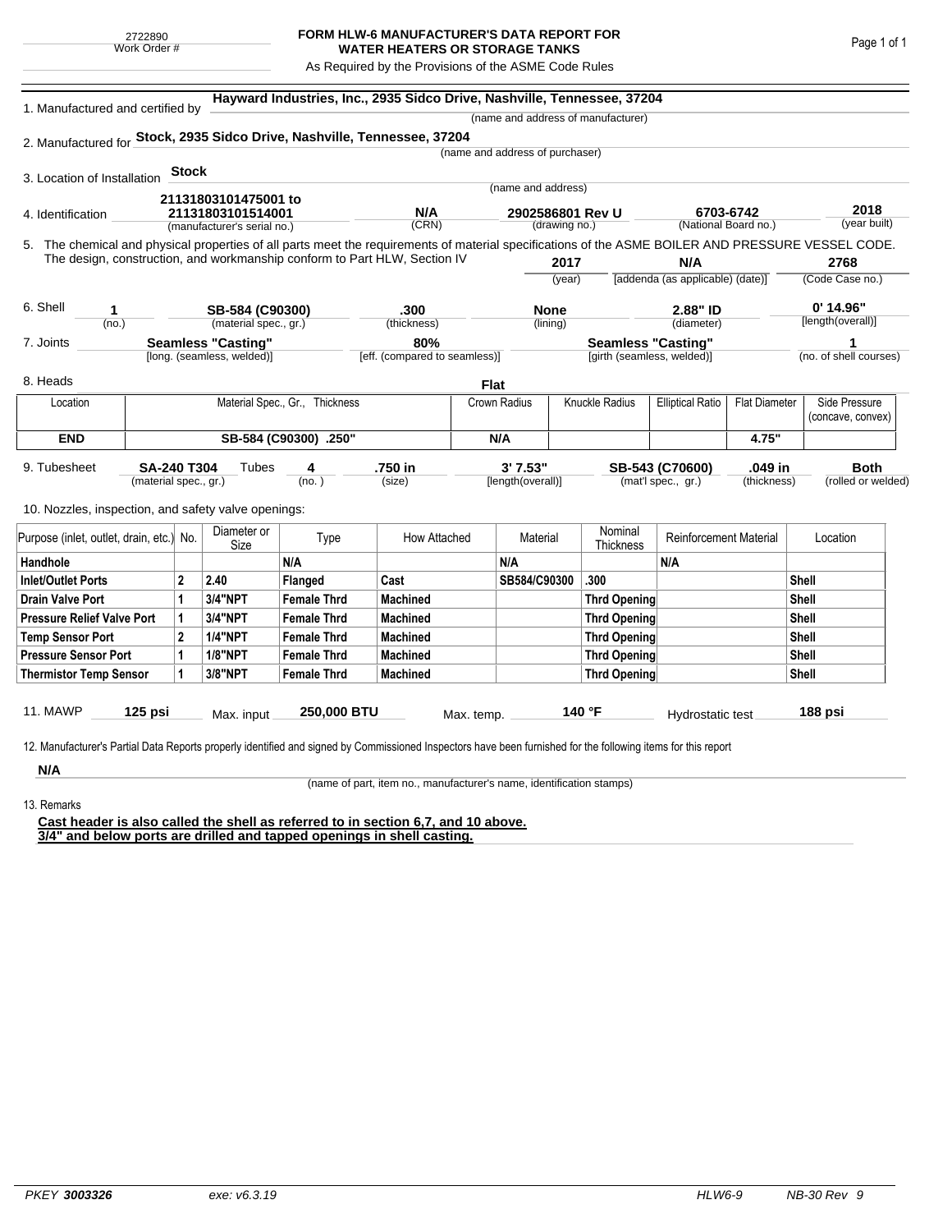2722890
Work Order #

# FORM HLW-6 MANUFACTURER'S DATA REPORT FOR WATER HEATERS OR STORAGE TANKS

As Required by the Provisions of the ASME Code Rules

1. Manufactured and certified by **Hayward Industries, Inc., 2935 Sidco Drive, Nashville, Tennessee, 37204**
(name and address of manufacturer)

2. Manufactured for **Stock, 2935 Sidco Drive, Nashville, Tennessee, 37204**
(name and address of purchaser)

3. Location of Installation **Stock**
(name and address)

4. Identification

| 21131803101475001 to 21131803101514001 | N/A | 2902586801 Rev U | 6703-6742 | 2018 |
|---|---|---|---|---|
| (manufacturer's serial no.) | (CRN) | (drawing no.) | (National Board no.) | (year built) |

5. The chemical and physical properties of all parts meet the requirements of material specifications of the ASME BOILER AND PRESSURE VESSEL CODE. The design, construction, and workmanship conform to Part HLW, Section IV

| 2017 | N/A | 2768 |
|---|---|---|
| (year) | [addenda (as applicable) (date)] | (Code Case no.) |

6. Shell

| 1 | SB-584 (C90300) | .300 | None | 2.88" ID | 0' 14.96" |
|---|---|---|---|---|---|
| (no.) | (material spec., gr.) | (thickness) | (lining) | (diameter) | [length(overall)] |

7. Joints

| Seamless "Casting" | 80% | Seamless "Casting" | 1 |
|---|---|---|---|
| [long. (seamless, welded)] | [eff. (compared to seamless)] | [girth (seamless, welded)] | (no. of shell courses) |

8. Heads **Flat**

| Location | Material Spec., Gr., Thickness | Crown Radius | Knuckle Radius | Elliptical Ratio | Flat Diameter | Side Pressure (concave, convex) |
|---|---|---|---|---|---|---|
| **END** | **SB-584 (C90300) .250"** | **N/A** | | | **4.75"** | |

9. Tubesheet

| SA-240 T304 | Tubes 4 | .750 in | 3' 7.53" | SB-543 (C70600) | .049 in | Both |
|---|---|---|---|---|---|---|
| (material spec., gr.) | (no.) | (size) | [length(overall)] | (mat'l spec., gr.) | (thickness) | (rolled or welded) |

10. Nozzles, inspection, and safety valve openings:

| Purpose (inlet, outlet, drain, etc.) | No. | Diameter or Size | Type | How Attached | Material | Nominal Thickness | Reinforcement Material | Location |
|---|---|---|---|---|---|---|---|---|
| **Handhole** | | | **N/A** | | **N/A** | | **N/A** | |
| **Inlet/Outlet Ports** | **2** | **2.40** | **Flanged** | **Cast** | **SB584/C90300** | **.300** | | **Shell** |
| **Drain Valve Port** | **1** | **3/4"NPT** | **Female Thrd** | **Machined** | | **Thrd Opening** | | **Shell** |
| **Pressure Relief Valve Port** | **1** | **3/4"NPT** | **Female Thrd** | **Machined** | | **Thrd Opening** | | **Shell** |
| **Temp Sensor Port** | **2** | **1/4"NPT** | **Female Thrd** | **Machined** | | **Thrd Opening** | | **Shell** |
| **Pressure Sensor Port** | **1** | **1/8"NPT** | **Female Thrd** | **Machined** | | **Thrd Opening** | | **Shell** |
| **Thermistor Temp Sensor** | **1** | **3/8"NPT** | **Female Thrd** | **Machined** | | **Thrd Opening** | | **Shell** |

11. MAWP **125 psi** Max. input **250,000 BTU** Max. temp. **140 °F** Hydrostatic test **188 psi**

12. Manufacturer's Partial Data Reports properly identified and signed by Commissioned Inspectors have been furnished for the following items for this report

**N/A**
(name of part, item no., manufacturer's name, identification stamps)

13. Remarks

**Cast header is also called the shell as referred to in section 6,7, and 10 above.**
**3/4" and below ports are drilled and tapped openings in shell casting.**

PKEY **3003326** exe: v6.3.19 HLW6-9 NB-30 Rev 9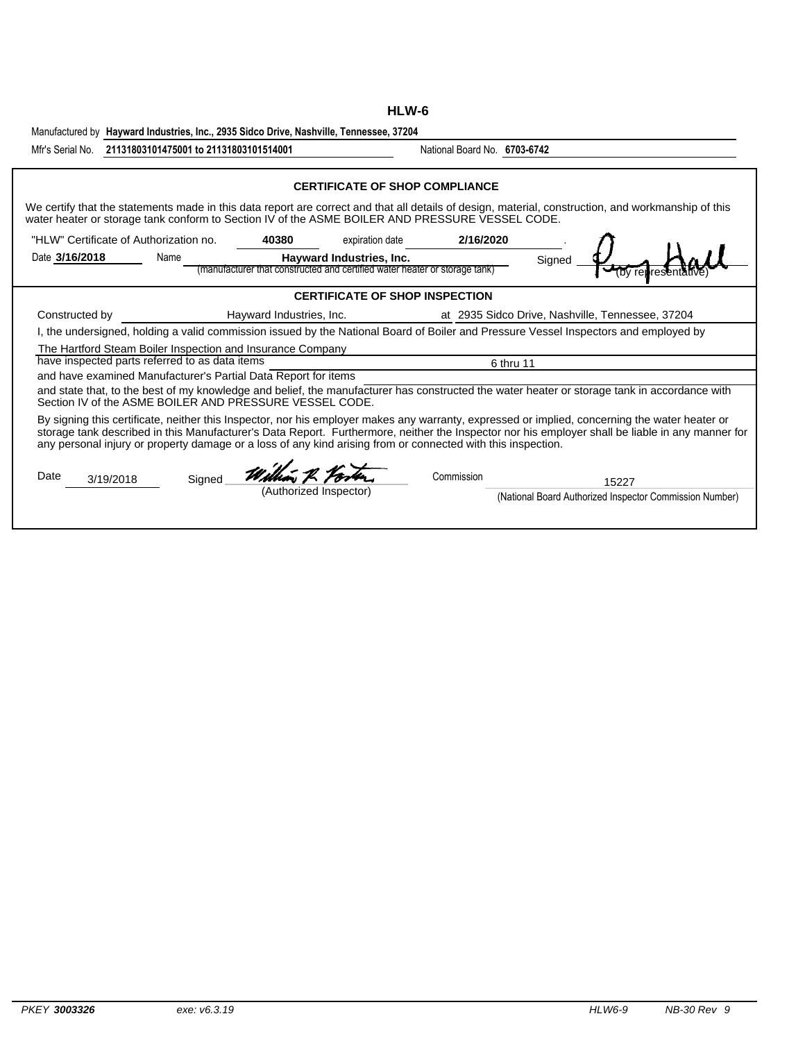# HLW-6

Manufactured by **Hayward Industries, Inc., 2935 Sidco Drive, Nashville, Tennessee, 37204**

Mfr's Serial No. **21131803101475001 to 21131803101514001** National Board No. **6703-6742**

## CERTIFICATE OF SHOP COMPLIANCE

We certify that the statements made in this data report are correct and that all details of design, material, construction, and workmanship of this water heater or storage tank conform to Section IV of the ASME BOILER AND PRESSURE VESSEL CODE.

"HLW" Certificate of Authorization no. **40380** expiration date **2/16/2020** .

Date **3/16/2018** Name **Hayward Industries, Inc.** Signed [signature] (by representative)

(manufacturer that constructed and certified water heater or storage tank)

## CERTIFICATE OF SHOP INSPECTION

Constructed by Hayward Industries, Inc. at 2935 Sidco Drive, Nashville, Tennessee, 37204

I, the undersigned, holding a valid commission issued by the National Board of Boiler and Pressure Vessel Inspectors and employed by The Hartford Steam Boiler Inspection and Insurance Company

have inspected parts referred to as data items 6 thru 11

and have examined Manufacturer's Partial Data Report for items

and state that, to the best of my knowledge and belief, the manufacturer has constructed the water heater or storage tank in accordance with Section IV of the ASME BOILER AND PRESSURE VESSEL CODE.

By signing this certificate, neither this Inspector, nor his employer makes any warranty, expressed or implied, concerning the water heater or storage tank described in this Manufacturer's Data Report. Furthermore, neither the Inspector nor his employer shall be liable in any manner for any personal injury or property damage or a loss of any kind arising from or connected with this inspection.

Date 3/19/2018 Signed [signature] (Authorized Inspector) Commission 15227 (National Board Authorized Inspector Commission Number)

*PKEY* ***3003326*** *exe: v6.3.19* *HLW6-9* *NB-30 Rev 9*